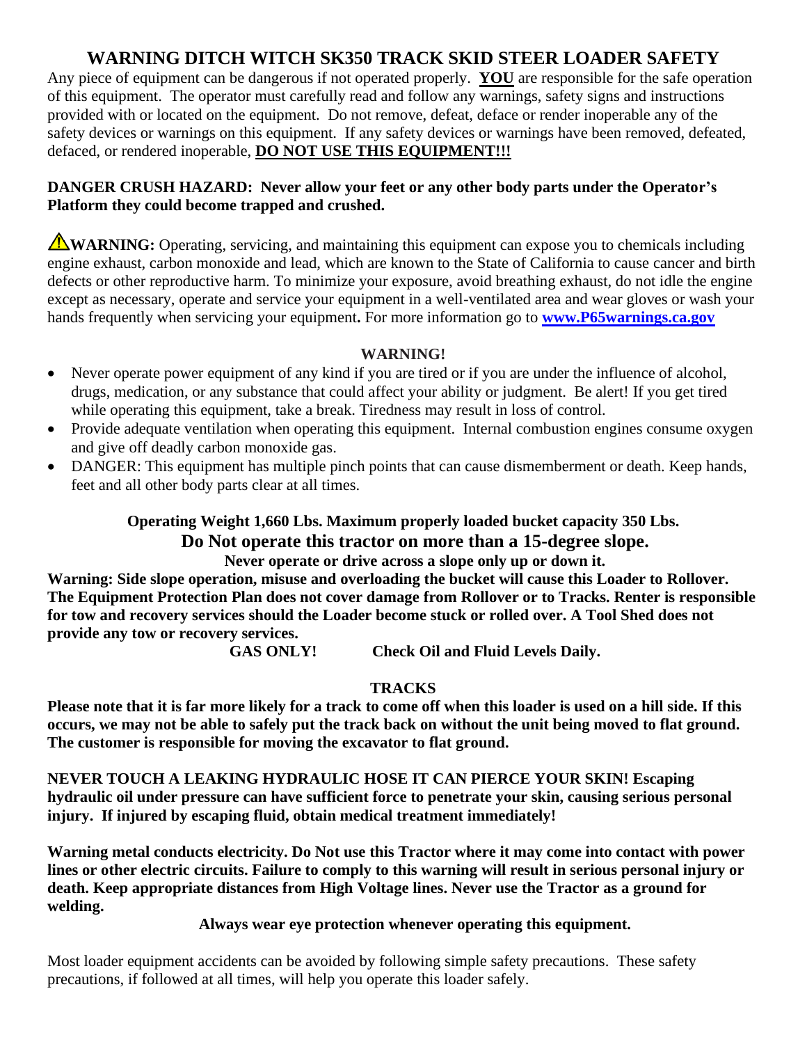# WARNING DITCH WITCH SK350 TRACK SKID STEER LOADER SAFETY

Any piece of equipment can be dangerous if not operated properly. **YOU** are responsible for the safe operation of this equipment. The operator must carefully read and follow any warnings, safety signs and instructions provided with or located on the equipment. Do not remove, defeat, deface or render inoperable any of the safety devices or warnings on this equipment. If any safety devices or warnings have been removed, defeated, defaced, or rendered inoperable, **DO NOT USE THIS EQUIPMENT!!!**

**DANGER CRUSH HAZARD: Never allow your feet or any other body parts under the Operator's Platform they could become trapped and crushed.**

⚠**WARNING:** Operating, servicing, and maintaining this equipment can expose you to chemicals including engine exhaust, carbon monoxide and lead, which are known to the State of California to cause cancer and birth defects or other reproductive harm. To minimize your exposure, avoid breathing exhaust, do not idle the engine except as necessary, operate and service your equipment in a well-ventilated area and wear gloves or wash your hands frequently when servicing your equipment**.** For more information go to **www.P65warnings.ca.gov**

**WARNING!**

- Never operate power equipment of any kind if you are tired or if you are under the influence of alcohol, drugs, medication, or any substance that could affect your ability or judgment. Be alert! If you get tired while operating this equipment, take a break. Tiredness may result in loss of control.
- Provide adequate ventilation when operating this equipment. Internal combustion engines consume oxygen and give off deadly carbon monoxide gas.
- DANGER: This equipment has multiple pinch points that can cause dismemberment or death. Keep hands, feet and all other body parts clear at all times.

**Operating Weight 1,660 Lbs. Maximum properly loaded bucket capacity 350 Lbs.**

**Do Not operate this tractor on more than a 15-degree slope.**

**Never operate or drive across a slope only up or down it.**

**Warning: Side slope operation, misuse and overloading the bucket will cause this Loader to Rollover. The Equipment Protection Plan does not cover damage from Rollover or to Tracks. Renter is responsible for tow and recovery services should the Loader become stuck or rolled over. A Tool Shed does not provide any tow or recovery services.**

**GAS ONLY! Check Oil and Fluid Levels Daily.**

**TRACKS**

**Please note that it is far more likely for a track to come off when this loader is used on a hill side. If this occurs, we may not be able to safely put the track back on without the unit being moved to flat ground. The customer is responsible for moving the excavator to flat ground.**

**NEVER TOUCH A LEAKING HYDRAULIC HOSE IT CAN PIERCE YOUR SKIN! Escaping hydraulic oil under pressure can have sufficient force to penetrate your skin, causing serious personal injury. If injured by escaping fluid, obtain medical treatment immediately!**

**Warning metal conducts electricity. Do Not use this Tractor where it may come into contact with power lines or other electric circuits. Failure to comply to this warning will result in serious personal injury or death. Keep appropriate distances from High Voltage lines. Never use the Tractor as a ground for welding.**

**Always wear eye protection whenever operating this equipment.**

Most loader equipment accidents can be avoided by following simple safety precautions. These safety precautions, if followed at all times, will help you operate this loader safely.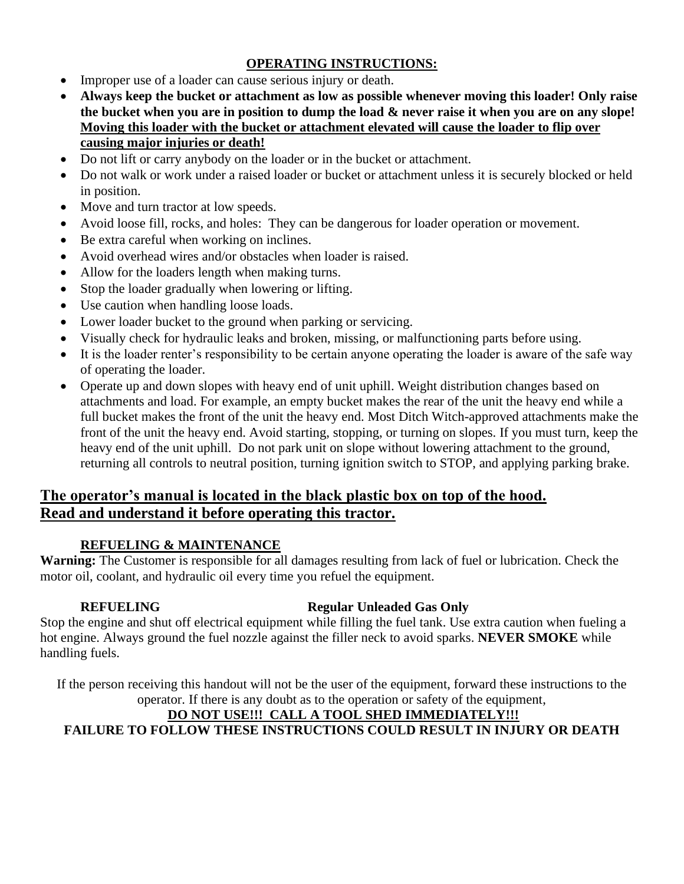## OPERATING INSTRUCTIONS:

- Improper use of a loader can cause serious injury or death.
- **Always keep the bucket or attachment as low as possible whenever moving this loader! Only raise the bucket when you are in position to dump the load & never raise it when you are on any slope! <u>Moving this loader with the bucket or attachment elevated will cause the loader to flip over causing major injuries or death!</u>**
- Do not lift or carry anybody on the loader or in the bucket or attachment.
- Do not walk or work under a raised loader or bucket or attachment unless it is securely blocked or held in position.
- Move and turn tractor at low speeds.
- Avoid loose fill, rocks, and holes: They can be dangerous for loader operation or movement.
- Be extra careful when working on inclines.
- Avoid overhead wires and/or obstacles when loader is raised.
- Allow for the loaders length when making turns.
- Stop the loader gradually when lowering or lifting.
- Use caution when handling loose loads.
- Lower loader bucket to the ground when parking or servicing.
- Visually check for hydraulic leaks and broken, missing, or malfunctioning parts before using.
- It is the loader renter's responsibility to be certain anyone operating the loader is aware of the safe way of operating the loader.
- Operate up and down slopes with heavy end of unit uphill. Weight distribution changes based on attachments and load. For example, an empty bucket makes the rear of the unit the heavy end while a full bucket makes the front of the unit the heavy end. Most Ditch Witch-approved attachments make the front of the unit the heavy end. Avoid starting, stopping, or turning on slopes. If you must turn, keep the heavy end of the unit uphill. Do not park unit on slope without lowering attachment to the ground, returning all controls to neutral position, turning ignition switch to STOP, and applying parking brake.

## <u>The operator's manual is located in the black plastic box on top of the hood. Read and understand it before operating this tractor.</u>

### REFUELING & MAINTENANCE

**Warning:** The Customer is responsible for all damages resulting from lack of fuel or lubrication. Check the motor oil, coolant, and hydraulic oil every time you refuel the equipment.

**REFUELING** **Regular Unleaded Gas Only**

Stop the engine and shut off electrical equipment while filling the fuel tank. Use extra caution when fueling a hot engine. Always ground the fuel nozzle against the filler neck to avoid sparks. **NEVER SMOKE** while handling fuels.

If the person receiving this handout will not be the user of the equipment, forward these instructions to the operator. If there is any doubt as to the operation or safety of the equipment,

**<u>DO NOT USE!!! CALL A TOOL SHED IMMEDIATELY!!!</u>**

**FAILURE TO FOLLOW THESE INSTRUCTIONS COULD RESULT IN INJURY OR DEATH**